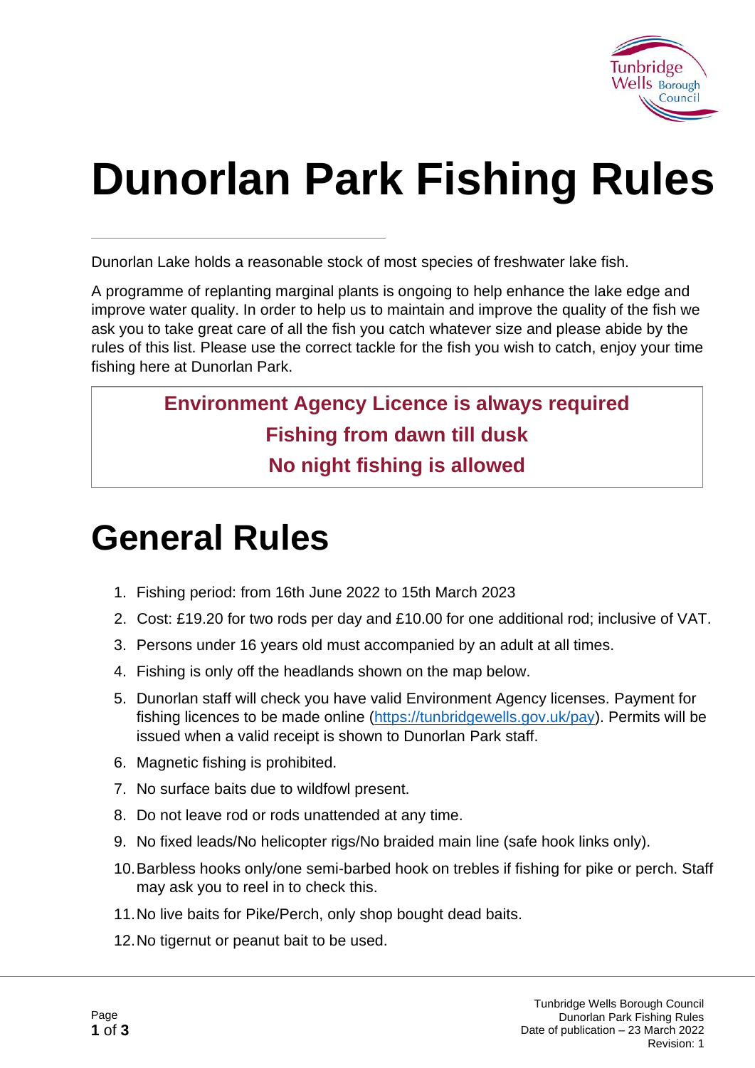# Dunorlan Park Fishing Rules

Dunorlan Lake holds a reasonable stock of most species of freshwater lake fish.

A programme of replanting marginal plants is ongoing to help enhance the lake edge and improve water quality. In order to help us to maintain and improve the quality of the fish we ask you to take great care of all the fish you catch whatever size and please abide by the rules of this list. Please use the correct tackle for the fish you wish to catch, enjoy your time fishing here at Dunorlan Park.

**Environment Agency Licence is always required**

**Fishing from dawn till dusk**

**No night fishing is allowed**

# General Rules

1. Fishing period: from 16th June 2022 to 15th March 2023
2. Cost: £19.20 for two rods per day and £10.00 for one additional rod; inclusive of VAT.
3. Persons under 16 years old must accompanied by an adult at all times.
4. Fishing is only off the headlands shown on the map below.
5. Dunorlan staff will check you have valid Environment Agency licenses. Payment for fishing licences to be made online (https://tunbridgewells.gov.uk/pay). Permits will be issued when a valid receipt is shown to Dunorlan Park staff.
6. Magnetic fishing is prohibited.
7. No surface baits due to wildfowl present.
8. Do not leave rod or rods unattended at any time.
9. No fixed leads/No helicopter rigs/No braided main line (safe hook links only).
10. Barbless hooks only/one semi-barbed hook on trebles if fishing for pike or perch. Staff may ask you to reel in to check this.
11. No live baits for Pike/Perch, only shop bought dead baits.
12. No tigernut or peanut bait to be used.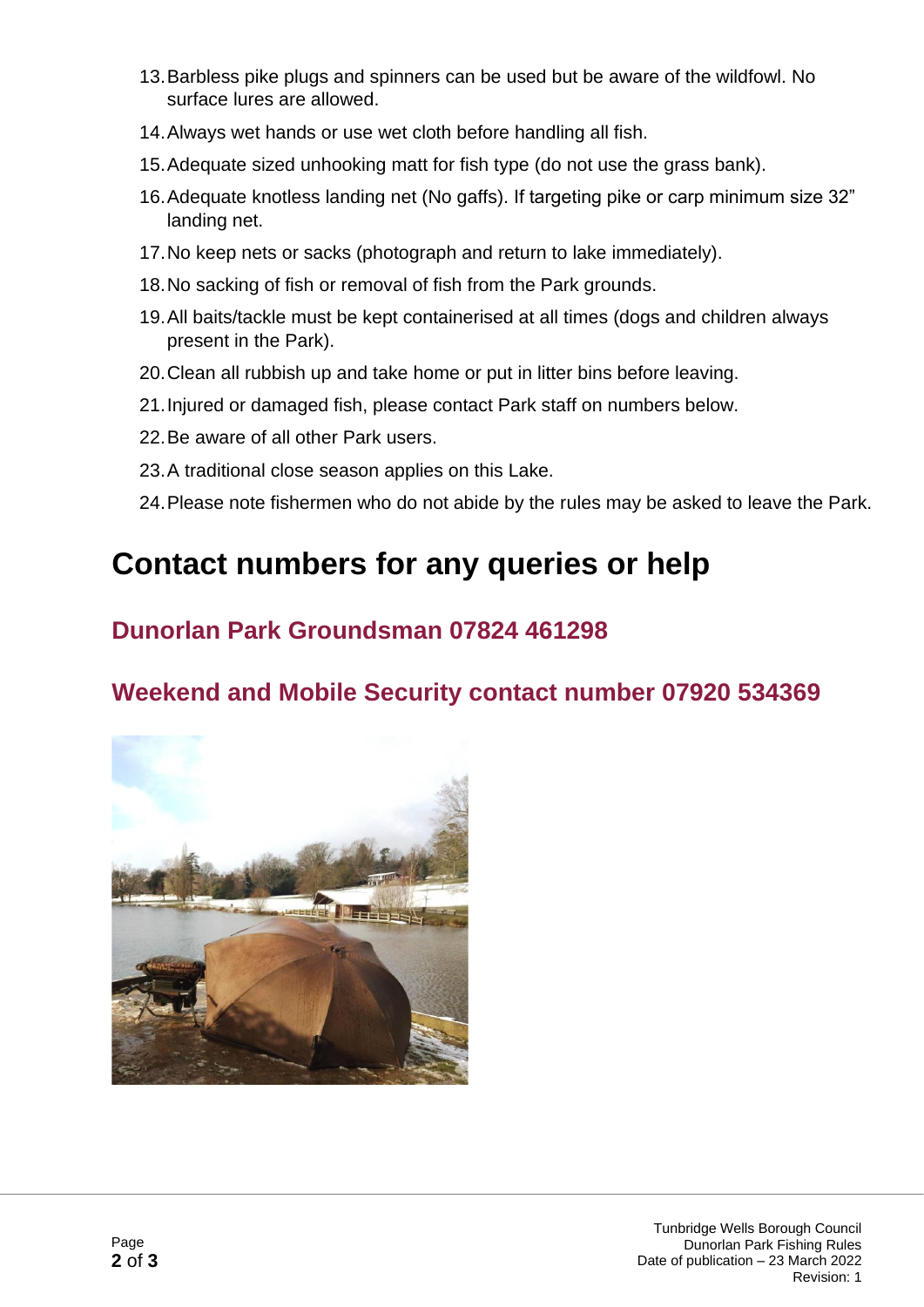13. Barbless pike plugs and spinners can be used but be aware of the wildfowl. No surface lures are allowed.
14. Always wet hands or use wet cloth before handling all fish.
15. Adequate sized unhooking matt for fish type (do not use the grass bank).
16. Adequate knotless landing net (No gaffs). If targeting pike or carp minimum size 32" landing net.
17. No keep nets or sacks (photograph and return to lake immediately).
18. No sacking of fish or removal of fish from the Park grounds.
19. All baits/tackle must be kept containerised at all times (dogs and children always present in the Park).
20. Clean all rubbish up and take home or put in litter bins before leaving.
21. Injured or damaged fish, please contact Park staff on numbers below.
22. Be aware of all other Park users.
23. A traditional close season applies on this Lake.
24. Please note fishermen who do not abide by the rules may be asked to leave the Park.

# Contact numbers for any queries or help

## Dunorlan Park Groundsman 07824 461298

## Weekend and Mobile Security contact number 07920 534369

Tunbridge Wells Borough Council
Dunorlan Park Fishing Rules
Date of publication – 23 March 2022
Revision: 1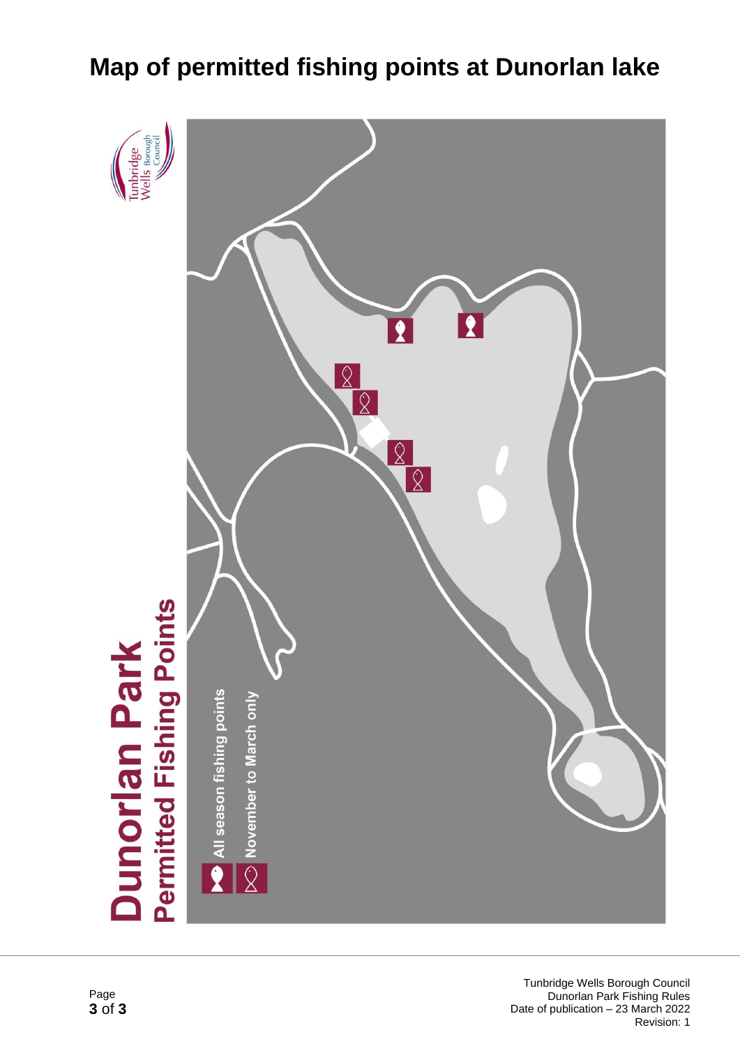# Map of permitted fishing points at Dunorlan lake

Tunbridge Wells Borough Council

Dunorlan Park
Permitted Fishing Points

All season fishing points

November to March only